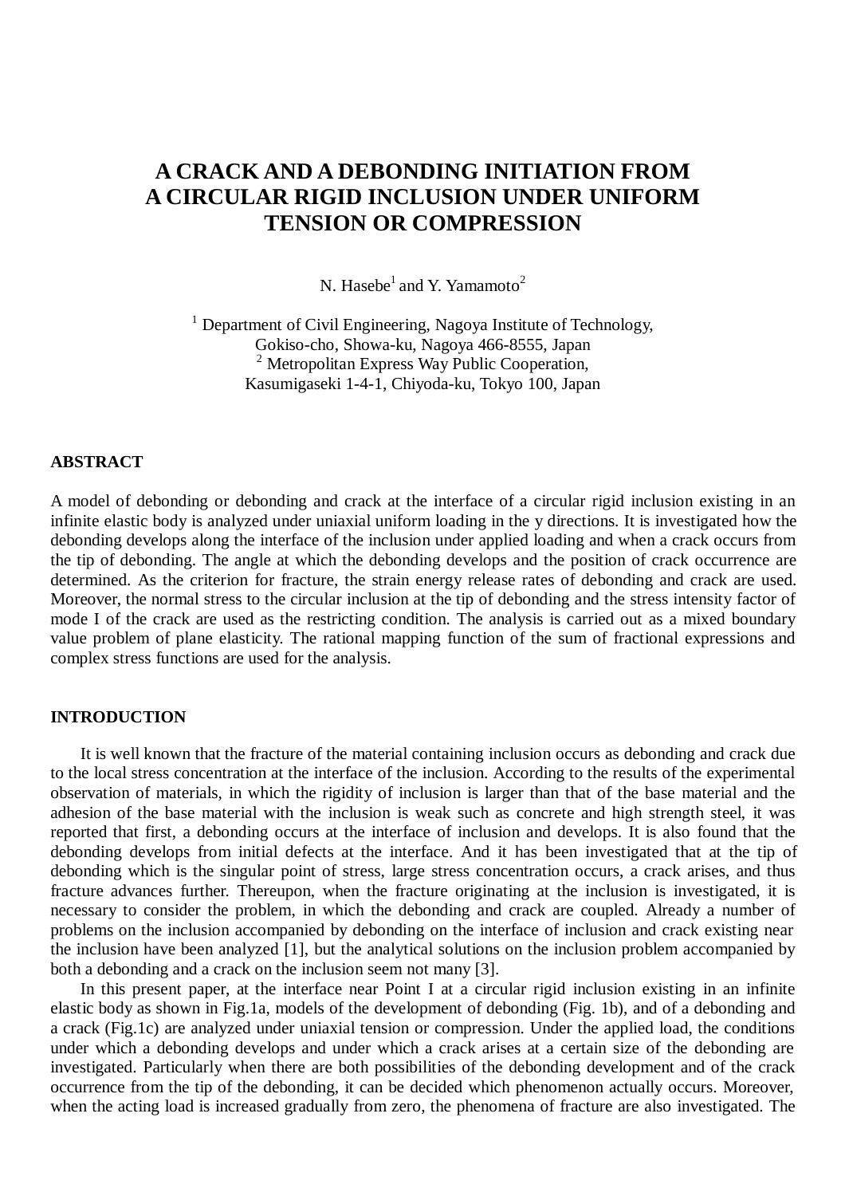# A CRACK AND A DEBONDING INITIATION FROM A CIRCULAR RIGID INCLUSION UNDER UNIFORM TENSION OR COMPRESSION

N. Hasebe[1] and Y. Yamamoto[2]

[1] Department of Civil Engineering, Nagoya Institute of Technology, Gokiso-cho, Showa-ku, Nagoya 466-8555, Japan
[2] Metropolitan Express Way Public Cooperation, Kasumigaseki 1-4-1, Chiyoda-ku, Tokyo 100, Japan

## ABSTRACT

A model of debonding or debonding and crack at the interface of a circular rigid inclusion existing in an infinite elastic body is analyzed under uniaxial uniform loading in the y directions. It is investigated how the debonding develops along the interface of the inclusion under applied loading and when a crack occurs from the tip of debonding. The angle at which the debonding develops and the position of crack occurrence are determined. As the criterion for fracture, the strain energy release rates of debonding and crack are used. Moreover, the normal stress to the circular inclusion at the tip of debonding and the stress intensity factor of mode I of the crack are used as the restricting condition. The analysis is carried out as a mixed boundary value problem of plane elasticity. The rational mapping function of the sum of fractional expressions and complex stress functions are used for the analysis.

## INTRODUCTION

It is well known that the fracture of the material containing inclusion occurs as debonding and crack due to the local stress concentration at the interface of the inclusion. According to the results of the experimental observation of materials, in which the rigidity of inclusion is larger than that of the base material and the adhesion of the base material with the inclusion is weak such as concrete and high strength steel, it was reported that first, a debonding occurs at the interface of inclusion and develops. It is also found that the debonding develops from initial defects at the interface. And it has been investigated that at the tip of debonding which is the singular point of stress, large stress concentration occurs, a crack arises, and thus fracture advances further. Thereupon, when the fracture originating at the inclusion is investigated, it is necessary to consider the problem, in which the debonding and crack are coupled. Already a number of problems on the inclusion accompanied by debonding on the interface of inclusion and crack existing near the inclusion have been analyzed [1], but the analytical solutions on the inclusion problem accompanied by both a debonding and a crack on the inclusion seem not many [3].

In this present paper, at the interface near Point I at a circular rigid inclusion existing in an infinite elastic body as shown in Fig.1a, models of the development of debonding (Fig. 1b), and of a debonding and a crack (Fig.1c) are analyzed under uniaxial tension or compression. Under the applied load, the conditions under which a debonding develops and under which a crack arises at a certain size of the debonding are investigated. Particularly when there are both possibilities of the debonding development and of the crack occurrence from the tip of the debonding, it can be decided which phenomenon actually occurs. Moreover, when the acting load is increased gradually from zero, the phenomena of fracture are also investigated. The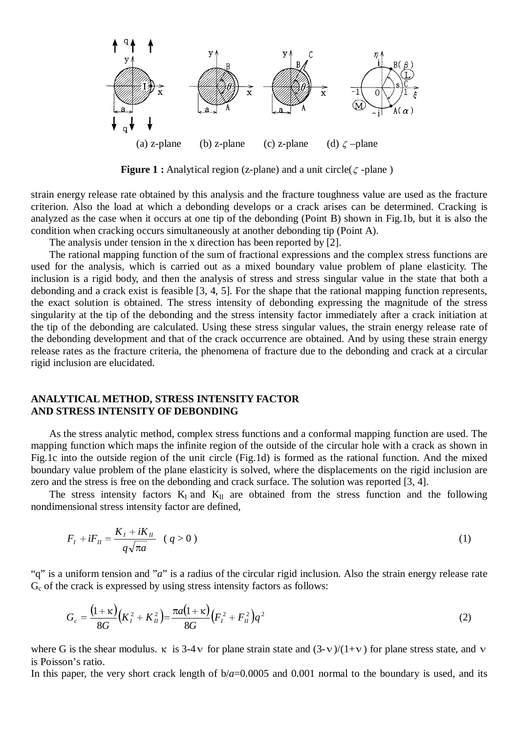(a) z-plane (b) z-plane (c) z-plane (d) $\zeta$ –plane

**Figure 1 :** Analytical region (z-plane) and a unit circle( $\zeta$ -plane )

strain energy release rate obtained by this analysis and the fracture toughness value are used as the fracture criterion. Also the load at which a debonding develops or a crack arises can be determined. Cracking is analyzed as the case when it occurs at one tip of the debonding (Point B) shown in Fig.1b, but it is also the condition when cracking occurs simultaneously at another debonding tip (Point A).

The analysis under tension in the x direction has been reported by [2].

The rational mapping function of the sum of fractional expressions and the complex stress functions are used for the analysis, which is carried out as a mixed boundary value problem of plane elasticity. The inclusion is a rigid body, and then the analysis of stress and stress singular value in the state that both a debonding and a crack exist is feasible [3, 4, 5]. For the shape that the rational mapping function represents, the exact solution is obtained. The stress intensity of debonding expressing the magnitude of the stress singularity at the tip of the debonding and the stress intensity factor immediately after a crack initiation at the tip of the debonding are calculated. Using these stress singular values, the strain energy release rate of the debonding development and that of the crack occurrence are obtained. And by using these strain energy release rates as the fracture criteria, the phenomena of fracture due to the debonding and crack at a circular rigid inclusion are elucidated.

## ANALYTICAL METHOD, STRESS INTENSITY FACTOR AND STRESS INTENSITY OF DEBONDING

As the stress analytic method, complex stress functions and a conformal mapping function are used. The mapping function which maps the infinite region of the outside of the circular hole with a crack as shown in Fig.1c into the outside region of the unit circle (Fig.1d) is formed as the rational function. And the mixed boundary value problem of the plane elasticity is solved, where the displacements on the rigid inclusion are zero and the stress is free on the debonding and crack surface. The solution was reported [3, 4].

The stress intensity factors $K_I$ and $K_{II}$ are obtained from the stress function and the following nondimensional stress intensity factor are defined,

$$F_I + iF_{II} = \frac{K_I + iK_{II}}{q\sqrt{\pi a}} \quad ( q > 0 ) \tag{1}$$

"q" is a uniform tension and "*a*" is a radius of the circular rigid inclusion. Also the strain energy release rate $G_c$ of the crack is expressed by using stress intensity factors as follows:

$$G_c = \frac{(1+\kappa)}{8G}\left(K_I^2 + K_{II}^2\right) = \frac{\pi a(1+\kappa)}{8G}\left(F_I^2 + F_{II}^2\right)q^2 \tag{2}$$

where G is the shear modulus. $\kappa$ is 3-4$\nu$ for plane strain state and (3-$\nu$)/(1+$\nu$) for plane stress state, and $\nu$ is Poisson's ratio.

In this paper, the very short crack length of b/*a*=0.0005 and 0.001 normal to the boundary is used, and its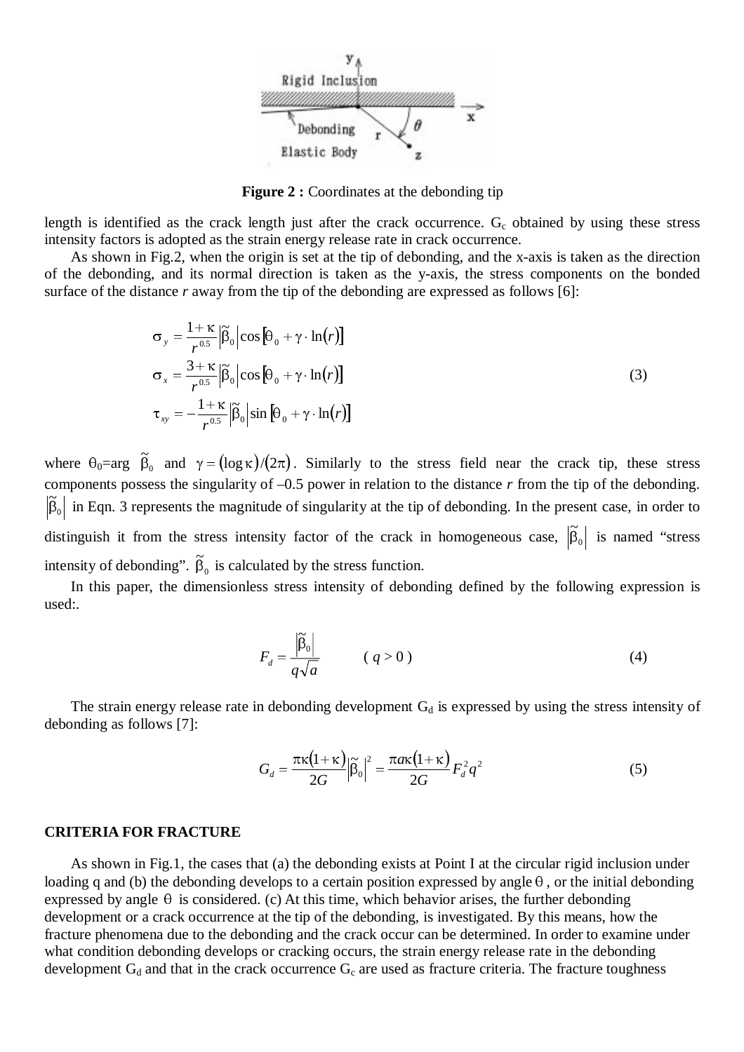**Figure 2 :** Coordinates at the debonding tip

length is identified as the crack length just after the crack occurrence. $G_c$ obtained by using these stress intensity factors is adopted as the strain energy release rate in crack occurrence.

As shown in Fig.2, when the origin is set at the tip of debonding, and the x-axis is taken as the direction of the debonding, and its normal direction is taken as the y-axis, the stress components on the bonded surface of the distance *r* away from the tip of the debonding are expressed as follows [6]:

$$
\begin{aligned}
\sigma_y &= \frac{1+\kappa}{r^{0.5}}\left|\tilde{\beta}_0\right|\cos\left[\theta_0 + \gamma \cdot \ln(r)\right] \\
\sigma_x &= \frac{3+\kappa}{r^{0.5}}\left|\tilde{\beta}_0\right|\cos\left[\theta_0 + \gamma \cdot \ln(r)\right] \\
\tau_{xy} &= -\frac{1+\kappa}{r^{0.5}}\left|\tilde{\beta}_0\right|\sin\left[\theta_0 + \gamma \cdot \ln(r)\right]
\end{aligned}
\tag{3}
$$

where $\theta_0 = \arg\ \tilde{\beta}_0$ and $\gamma = (\log\kappa)/(2\pi)$. Similarly to the stress field near the crack tip, these stress components possess the singularity of –0.5 power in relation to the distance *r* from the tip of the debonding. $\left|\tilde{\beta}_0\right|$ in Eqn. 3 represents the magnitude of singularity at the tip of debonding. In the present case, in order to distinguish it from the stress intensity factor of the crack in homogeneous case, $\left|\tilde{\beta}_0\right|$ is named "stress intensity of debonding". $\tilde{\beta}_0$ is calculated by the stress function.

In this paper, the dimensionless stress intensity of debonding defined by the following expression is used:.

$$
F_d = \frac{\left|\tilde{\beta}_0\right|}{q\sqrt{a}} \qquad (q > 0) \tag{4}
$$

The strain energy release rate in debonding development $G_d$ is expressed by using the stress intensity of debonding as follows [7]:

$$
G_d = \frac{\pi\kappa(1+\kappa)}{2G}\left|\tilde{\beta}_0\right|^2 = \frac{\pi a\kappa(1+\kappa)}{2G}F_d^2 q^2 \tag{5}
$$

## CRITERIA FOR FRACTURE

As shown in Fig.1, the cases that (a) the debonding exists at Point I at the circular rigid inclusion under loading q and (b) the debonding develops to a certain position expressed by angle $\theta$, or the initial debonding expressed by angle $\theta$ is considered. (c) At this time, which behavior arises, the further debonding development or a crack occurrence at the tip of the debonding, is investigated. By this means, how the fracture phenomena due to the debonding and the crack occur can be determined. In order to examine under what condition debonding develops or cracking occurs, the strain energy release rate in the debonding development $G_d$ and that in the crack occurrence $G_c$ are used as fracture criteria. The fracture toughness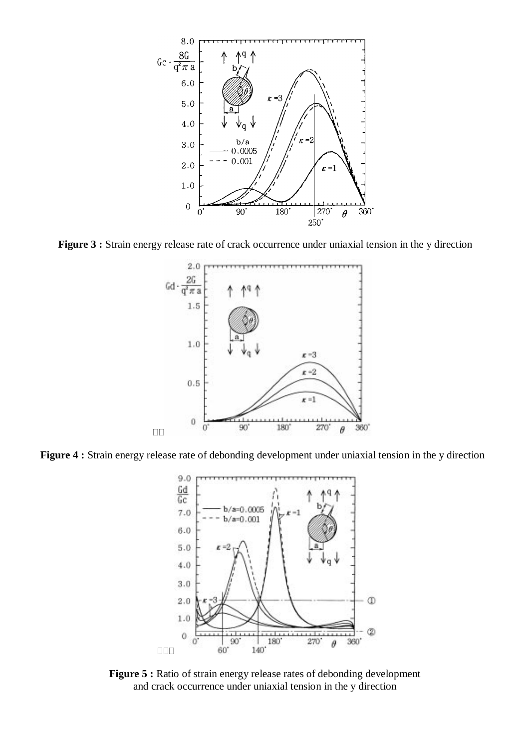**Figure 3 :** Strain energy release rate of crack occurrence under uniaxial tension in the y direction

**Figure 4 :** Strain energy release rate of debonding development under uniaxial tension in the y direction

**Figure 5 :** Ratio of strain energy release rates of debonding development and crack occurrence under uniaxial tension in the y direction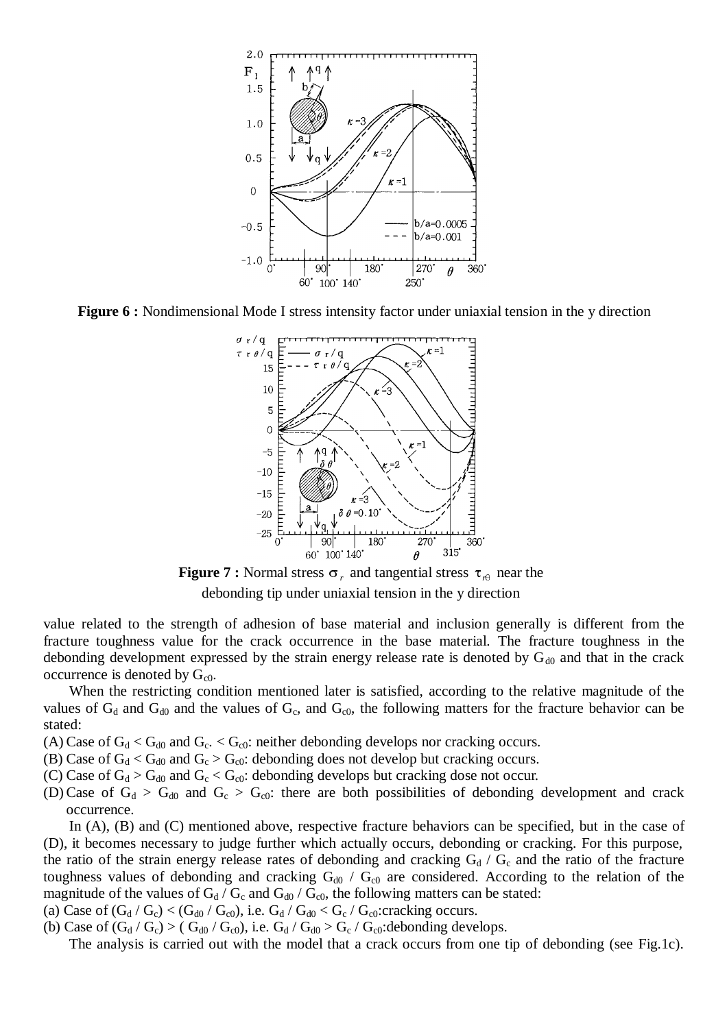**Figure 6 :** Nondimensional Mode I stress intensity factor under uniaxial tension in the y direction

**Figure 7 :** Normal stress $\sigma_r$ and tangential stress $\tau_{r\theta}$ near the debonding tip under uniaxial tension in the y direction

value related to the strength of adhesion of base material and inclusion generally is different from the fracture toughness value for the crack occurrence in the base material. The fracture toughness in the debonding development expressed by the strain energy release rate is denoted by $G_{d0}$ and that in the crack occurrence is denoted by $G_{c0}$.

When the restricting condition mentioned later is satisfied, according to the relative magnitude of the values of $G_d$ and $G_{d0}$ and the values of $G_c$, and $G_{c0}$, the following matters for the fracture behavior can be stated:

(A) Case of $G_d < G_{d0}$ and $G_c. < G_{c0}$: neither debonding develops nor cracking occurs.
(B) Case of $G_d < G_{d0}$ and $G_c > G_{c0}$: debonding does not develop but cracking occurs.
(C) Case of $G_d > G_{d0}$ and $G_c < G_{c0}$: debonding develops but cracking dose not occur.
(D) Case of $G_d > G_{d0}$ and $G_c > G_{c0}$: there are both possibilities of debonding development and crack occurrence.

In (A), (B) and (C) mentioned above, respective fracture behaviors can be specified, but in the case of (D), it becomes necessary to judge further which actually occurs, debonding or cracking. For this purpose, the ratio of the strain energy release rates of debonding and cracking $G_d / G_c$ and the ratio of the fracture toughness values of debonding and cracking $G_{d0} / G_{c0}$ are considered. According to the relation of the magnitude of the values of $G_d / G_c$ and $G_{d0} / G_{c0}$, the following matters can be stated:

(a) Case of $(G_d / G_c) < (G_{d0} / G_{c0})$, i.e. $G_d / G_{d0} < G_c / G_{c0}$:cracking occurs.
(b) Case of $(G_d / G_c) > (G_{d0} / G_{c0})$, i.e. $G_d / G_{d0} > G_c / G_{c0}$:debonding develops.

The analysis is carried out with the model that a crack occurs from one tip of debonding (see Fig.1c).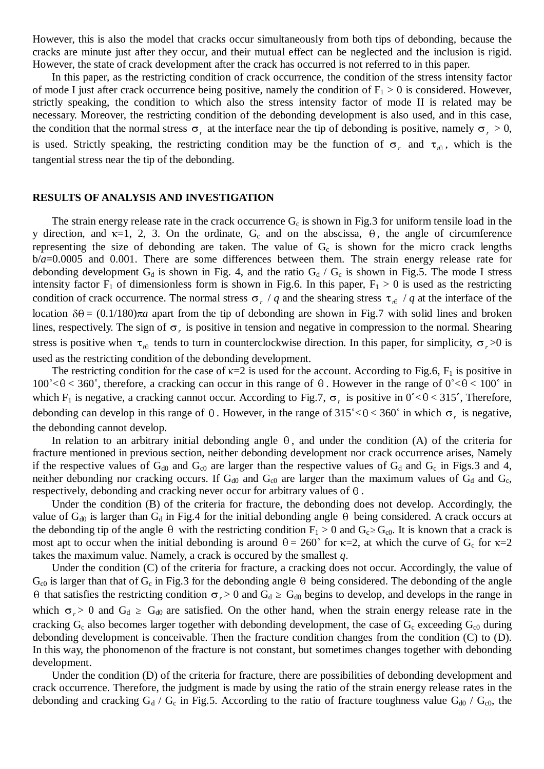However, this is also the model that cracks occur simultaneously from both tips of debonding, because the cracks are minute just after they occur, and their mutual effect can be neglected and the inclusion is rigid. However, the state of crack development after the crack has occurred is not referred to in this paper.

In this paper, as the restricting condition of crack occurrence, the condition of the stress intensity factor of mode I just after crack occurrence being positive, namely the condition of $F_1 > 0$ is considered. However, strictly speaking, the condition to which also the stress intensity factor of mode II is related may be necessary. Moreover, the restricting condition of the debonding development is also used, and in this case, the condition that the normal stress $\sigma_r$ at the interface near the tip of debonding is positive, namely $\sigma_r > 0$, is used. Strictly speaking, the restricting condition may be the function of $\sigma_r$ and $\tau_{r\theta}$, which is the tangential stress near the tip of the debonding.

## RESULTS OF ANALYSIS AND INVESTIGATION

The strain energy release rate in the crack occurrence $G_c$ is shown in Fig.3 for uniform tensile load in the y direction, and $\kappa$=1, 2, 3. On the ordinate, $G_c$ and on the abscissa, $\theta$, the angle of circumference representing the size of debonding are taken. The value of $G_c$ is shown for the micro crack lengths b/$a$=0.0005 and 0.001. There are some differences between them. The strain energy release rate for debonding development $G_d$ is shown in Fig. 4, and the ratio $G_d$ / $G_c$ is shown in Fig.5. The mode I stress intensity factor $F_1$ of dimensionless form is shown in Fig.6. In this paper, $F_1 > 0$ is used as the restricting condition of crack occurrence. The normal stress $\sigma_r$ / $q$ and the shearing stress $\tau_{r\theta}$ / $q$ at the interface of the location $\delta\theta = (0.1/180)\pi a$ apart from the tip of debonding are shown in Fig.7 with solid lines and broken lines, respectively. The sign of $\sigma_r$ is positive in tension and negative in compression to the normal. Shearing stress is positive when $\tau_{r\theta}$ tends to turn in counterclockwise direction. In this paper, for simplicity, $\sigma_r$>0 is used as the restricting condition of the debonding development.

The restricting condition for the case of $\kappa$=2 is used for the account. According to Fig.6, $F_1$ is positive in $100^\circ < \theta < 360^\circ$, therefore, a cracking can occur in this range of $\theta$. However in the range of $0^\circ < \theta < 100^\circ$ in which $F_1$ is negative, a cracking cannot occur. According to Fig.7, $\sigma_r$ is positive in $0^\circ < \theta < 315^\circ$, Therefore, debonding can develop in this range of $\theta$. However, in the range of $315^\circ < \theta < 360^\circ$ in which $\sigma_r$ is negative, the debonding cannot develop.

In relation to an arbitrary initial debonding angle $\theta$, and under the condition (A) of the criteria for fracture mentioned in previous section, neither debonding development nor crack occurrence arises, Namely if the respective values of $G_{d0}$ and $G_{c0}$ are larger than the respective values of $G_d$ and $G_c$ in Figs.3 and 4, neither debonding nor cracking occurs. If $G_{d0}$ and $G_{c0}$ are larger than the maximum values of $G_d$ and $G_c$, respectively, debonding and cracking never occur for arbitrary values of $\theta$.

Under the condition (B) of the criteria for fracture, the debonding does not develop. Accordingly, the value of $G_{d0}$ is larger than $G_d$ in Fig.4 for the initial debonding angle $\theta$ being considered. A crack occurs at the debonding tip of the angle $\theta$ with the restricting condition $F_1 > 0$ and $G_c \geq G_{c0}$. It is known that a crack is most apt to occur when the initial debonding is around $\theta = 260^\circ$ for $\kappa$=2, at which the curve of $G_c$ for $\kappa$=2 takes the maximum value. Namely, a crack is occured by the smallest $q$.

Under the condition (C) of the criteria for fracture, a cracking does not occur. Accordingly, the value of $G_{c0}$ is larger than that of $G_c$ in Fig.3 for the debonding angle $\theta$ being considered. The debonding of the angle $\theta$ that satisfies the restricting condition $\sigma_r > 0$ and $G_d \geq G_{d0}$ begins to develop, and develops in the range in which $\sigma_r > 0$ and $G_d \geq G_{d0}$ are satisfied. On the other hand, when the strain energy release rate in the cracking $G_c$ also becomes larger together with debonding development, the case of $G_c$ exceeding $G_{c0}$ during debonding development is conceivable. Then the fracture condition changes from the condition (C) to (D). In this way, the phonomenon of the fracture is not constant, but sometimes changes together with debonding development.

Under the condition (D) of the criteria for fracture, there are possibilities of debonding development and crack occurrence. Therefore, the judgment is made by using the ratio of the strain energy release rates in the debonding and cracking $G_d$ / $G_c$ in Fig.5. According to the ratio of fracture toughness value $G_{d0}$ / $G_{c0}$, the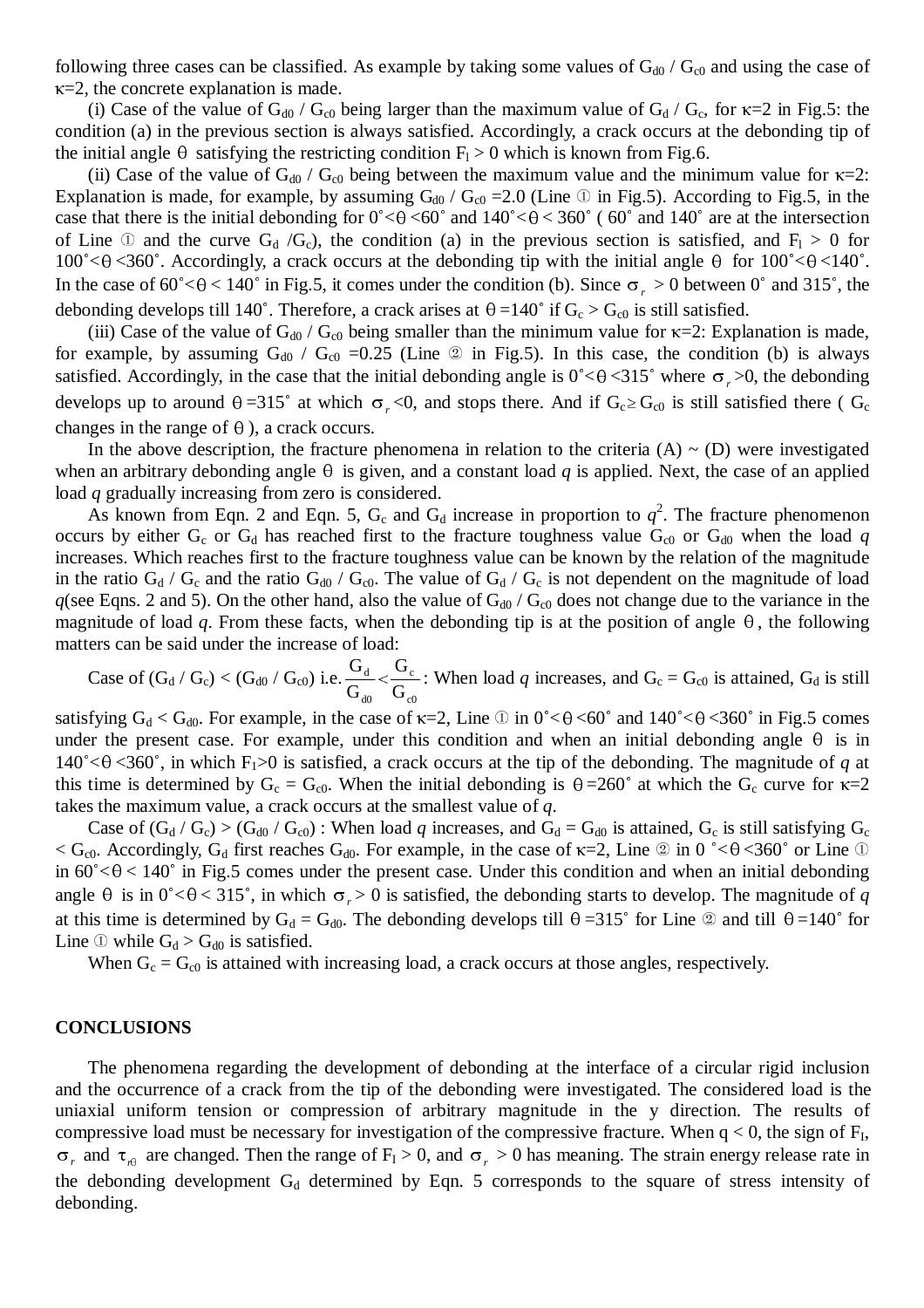following three cases can be classified. As example by taking some values of $G_{d0}$ / $G_{c0}$ and using the case of $\kappa$=2, the concrete explanation is made.

(i) Case of the value of $G_{d0}$ / $G_{c0}$ being larger than the maximum value of $G_d$ / $G_c$, for $\kappa$=2 in Fig.5: the condition (a) in the previous section is always satisfied. Accordingly, a crack occurs at the debonding tip of the initial angle $\theta$ satisfying the restricting condition $F_I > 0$ which is known from Fig.6.

(ii) Case of the value of $G_{d0}$ / $G_{c0}$ being between the maximum value and the minimum value for $\kappa$=2: Explanation is made, for example, by assuming $G_{d0}$ / $G_{c0}$ =2.0 (Line ① in Fig.5). According to Fig.5, in the case that there is the initial debonding for 0˚<θ<60˚ and 140˚<θ< 360˚ ( 60˚ and 140˚ are at the intersection of Line ① and the curve $G_d$ /$G_c$), the condition (a) in the previous section is satisfied, and $F_I > 0$ for 100˚<θ<360˚. Accordingly, a crack occurs at the debonding tip with the initial angle $\theta$ for 100˚<θ<140˚. In the case of 60˚<θ< 140˚ in Fig.5, it comes under the condition (b). Since $\sigma_r > 0$ between 0˚ and 315˚, the debonding develops till 140˚. Therefore, a crack arises at θ=140˚ if $G_c > G_{c0}$ is still satisfied.

(iii) Case of the value of $G_{d0}$ / $G_{c0}$ being smaller than the minimum value for $\kappa$=2: Explanation is made, for example, by assuming $G_{d0}$ / $G_{c0}$ =0.25 (Line ② in Fig.5). In this case, the condition (b) is always satisfied. Accordingly, in the case that the initial debonding angle is 0˚<θ<315˚ where $\sigma_r$>0, the debonding develops up to around θ=315˚ at which $\sigma_r$<0, and stops there. And if $G_c \geq G_{c0}$ is still satisfied there ( $G_c$ changes in the range of θ ), a crack occurs.

In the above description, the fracture phenomena in relation to the criteria (A) ~ (D) were investigated when an arbitrary debonding angle $\theta$ is given, and a constant load *q* is applied. Next, the case of an applied load *q* gradually increasing from zero is considered.

As known from Eqn. 2 and Eqn. 5, $G_c$ and $G_d$ increase in proportion to $q^2$. The fracture phenomenon occurs by either $G_c$ or $G_d$ has reached first to the fracture toughness value $G_{c0}$ or $G_{d0}$ when the load *q* increases. Which reaches first to the fracture toughness value can be known by the relation of the magnitude in the ratio $G_d$ / $G_c$ and the ratio $G_{d0}$ / $G_{c0}$. The value of $G_d$ / $G_c$ is not dependent on the magnitude of load *q*(see Eqns. 2 and 5). On the other hand, also the value of $G_{d0}$ / $G_{c0}$ does not change due to the variance in the magnitude of load *q*. From these facts, when the debonding tip is at the position of angle θ, the following matters can be said under the increase of load:

Case of ($G_d$ / $G_c$) < ($G_{d0}$ / $G_{c0}$) i.e. $\frac{G_d}{G_{d0}} < \frac{G_c}{G_{c0}}$: When load *q* increases, and $G_c = G_{c0}$ is attained, $G_d$ is still satisfying $G_d < G_{d0}$. For example, in the case of $\kappa$=2, Line ① in 0˚<θ<60˚ and 140˚<θ<360˚ in Fig.5 comes under the present case. For example, under this condition and when an initial debonding angle $\theta$ is in 140˚<θ<360˚, in which $F_I$>0 is satisfied, a crack occurs at the tip of the debonding. The magnitude of *q* at this time is determined by $G_c = G_{c0}$. When the initial debonding is θ=260˚ at which the $G_c$ curve for $\kappa$=2 takes the maximum value, a crack occurs at the smallest value of *q*.

Case of ($G_d$ / $G_c$) > ($G_{d0}$ / $G_{c0}$) : When load *q* increases, and $G_d = G_{d0}$ is attained, $G_c$ is still satisfying $G_c < G_{c0}$. Accordingly, $G_d$ first reaches $G_{d0}$. For example, in the case of $\kappa$=2, Line ② in 0 ˚<θ<360˚ or Line ① in 60˚<θ< 140˚ in Fig.5 comes under the present case. Under this condition and when an initial debonding angle $\theta$ is in 0˚<θ< 315˚, in which $\sigma_r > 0$ is satisfied, the debonding starts to develop. The magnitude of *q* at this time is determined by $G_d = G_{d0}$. The debonding develops till θ=315˚ for Line ② and till θ=140˚ for Line ① while $G_d > G_{d0}$ is satisfied.

When $G_c = G_{c0}$ is attained with increasing load, a crack occurs at those angles, respectively.

## CONCLUSIONS

The phenomena regarding the development of debonding at the interface of a circular rigid inclusion and the occurrence of a crack from the tip of the debonding were investigated. The considered load is the uniaxial uniform tension or compression of arbitrary magnitude in the y direction. The results of compressive load must be necessary for investigation of the compressive fracture. When q < 0, the sign of $F_I$, $\sigma_r$ and $\tau_{r\theta}$ are changed. Then the range of $F_I > 0$, and $\sigma_r > 0$ has meaning. The strain energy release rate in the debonding development $G_d$ determined by Eqn. 5 corresponds to the square of stress intensity of debonding.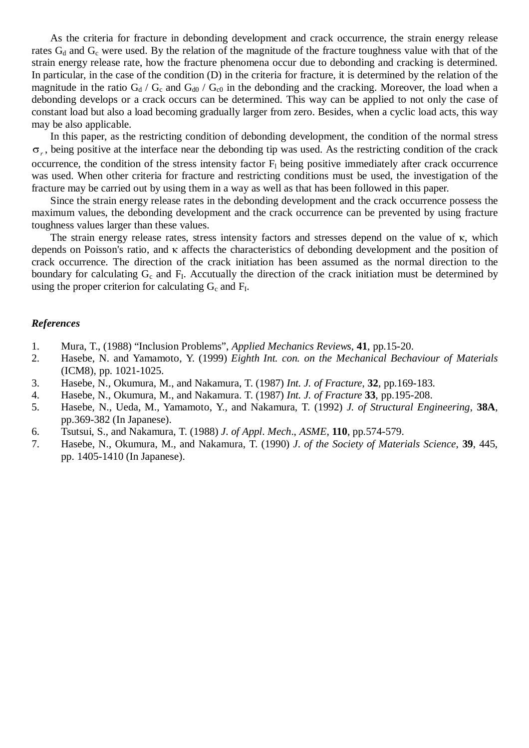As the criteria for fracture in debonding development and crack occurrence, the strain energy release rates $G_d$ and $G_c$ were used. By the relation of the magnitude of the fracture toughness value with that of the strain energy release rate, how the fracture phenomena occur due to debonding and cracking is determined. In particular, in the case of the condition (D) in the criteria for fracture, it is determined by the relation of the magnitude in the ratio $G_d$ / $G_c$ and $G_{d0}$ / $G_{c0}$ in the debonding and the cracking. Moreover, the load when a debonding develops or a crack occurs can be determined. This way can be applied to not only the case of constant load but also a load becoming gradually larger from zero. Besides, when a cyclic load acts, this way may be also applicable.

In this paper, as the restricting condition of debonding development, the condition of the normal stress $\sigma_r$, being positive at the interface near the debonding tip was used. As the restricting condition of the crack occurrence, the condition of the stress intensity factor $F_I$ being positive immediately after crack occurrence was used. When other criteria for fracture and restricting conditions must be used, the investigation of the fracture may be carried out by using them in a way as well as that has been followed in this paper.

Since the strain energy release rates in the debonding development and the crack occurrence possess the maximum values, the debonding development and the crack occurrence can be prevented by using fracture toughness values larger than these values.

The strain energy release rates, stress intensity factors and stresses depend on the value of $\kappa$, which depends on Poisson's ratio, and $\kappa$ affects the characteristics of debonding development and the position of crack occurrence. The direction of the crack initiation has been assumed as the normal direction to the boundary for calculating $G_c$ and $F_I$. Accutually the direction of the crack initiation must be determined by using the proper criterion for calculating $G_c$ and $F_I$.

***References***

1. Mura, T., (1988) “Inclusion Problems”, *Applied Mechanics Reviews*, **41**, pp.15-20.
2. Hasebe, N. and Yamamoto, Y. (1999) *Eighth Int. con. on the Mechanical Bechaviour of Materials* (ICM8), pp. 1021-1025.
3. Hasebe, N., Okumura, M., and Nakamura, T. (1987) *Int. J. of Fracture*, **32**, pp.169-183.
4. Hasebe, N., Okumura, M., and Nakamura. T. (1987) *Int. J. of Fracture* **33**, pp.195-208.
5. Hasebe, N., Ueda, M., Yamamoto, Y., and Nakamura, T. (1992) *J. of Structural Engineering*, **38A**, pp.369-382 (In Japanese).
6. Tsutsui, S., and Nakamura, T. (1988) *J. of Appl. Mech*., *ASME*, **110**, pp.574-579.
7. Hasebe, N., Okumura, M., and Nakamura, T. (1990) *J. of the Society of Materials Science*, **39**, 445, pp. 1405-1410 (In Japanese).